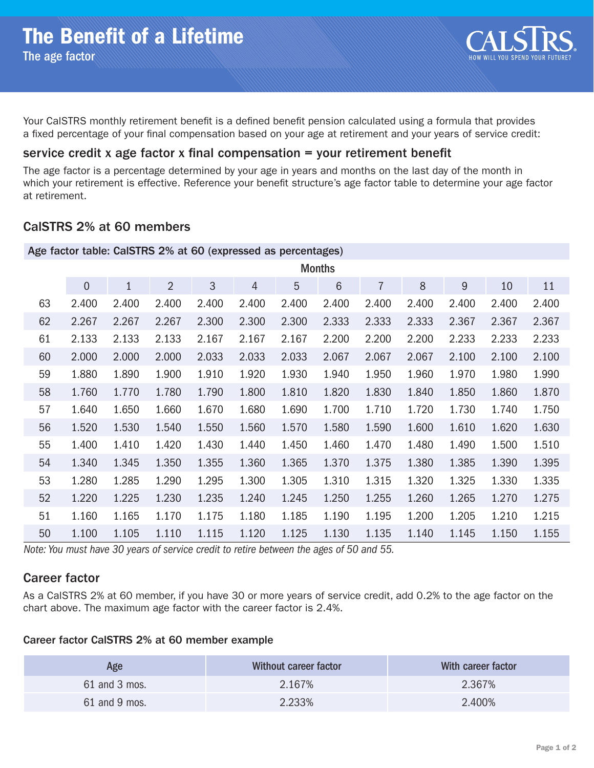# The Benefit of a Lifetime

The age factor

CALSTRS
HOW WILL YOU SPEND YOUR FUTURE?

Your CalSTRS monthly retirement benefit is a defined benefit pension calculated using a formula that provides a fixed percentage of your final compensation based on your age at retirement and your years of service credit:

### service credit x age factor x final compensation = your retirement benefit

The age factor is a percentage determined by your age in years and months on the last day of the month in which your retirement is effective. Reference your benefit structure's age factor table to determine your age factor at retirement.

## CalSTRS 2% at 60 members

**Age factor table: CalSTRS 2% at 60 (expressed as percentages)**

| | Months | | | | | | | | | | | |
|---|---|---|---|---|---|---|---|---|---|---|---|---|
| | 0 | 1 | 2 | 3 | 4 | 5 | 6 | 7 | 8 | 9 | 10 | 11 |
| 63 | 2.400 | 2.400 | 2.400 | 2.400 | 2.400 | 2.400 | 2.400 | 2.400 | 2.400 | 2.400 | 2.400 | 2.400 |
| 62 | 2.267 | 2.267 | 2.267 | 2.300 | 2.300 | 2.300 | 2.333 | 2.333 | 2.333 | 2.367 | 2.367 | 2.367 |
| 61 | 2.133 | 2.133 | 2.133 | 2.167 | 2.167 | 2.167 | 2.200 | 2.200 | 2.200 | 2.233 | 2.233 | 2.233 |
| 60 | 2.000 | 2.000 | 2.000 | 2.033 | 2.033 | 2.033 | 2.067 | 2.067 | 2.067 | 2.100 | 2.100 | 2.100 |
| 59 | 1.880 | 1.890 | 1.900 | 1.910 | 1.920 | 1.930 | 1.940 | 1.950 | 1.960 | 1.970 | 1.980 | 1.990 |
| 58 | 1.760 | 1.770 | 1.780 | 1.790 | 1.800 | 1.810 | 1.820 | 1.830 | 1.840 | 1.850 | 1.860 | 1.870 |
| 57 | 1.640 | 1.650 | 1.660 | 1.670 | 1.680 | 1.690 | 1.700 | 1.710 | 1.720 | 1.730 | 1.740 | 1.750 |
| 56 | 1.520 | 1.530 | 1.540 | 1.550 | 1.560 | 1.570 | 1.580 | 1.590 | 1.600 | 1.610 | 1.620 | 1.630 |
| 55 | 1.400 | 1.410 | 1.420 | 1.430 | 1.440 | 1.450 | 1.460 | 1.470 | 1.480 | 1.490 | 1.500 | 1.510 |
| 54 | 1.340 | 1.345 | 1.350 | 1.355 | 1.360 | 1.365 | 1.370 | 1.375 | 1.380 | 1.385 | 1.390 | 1.395 |
| 53 | 1.280 | 1.285 | 1.290 | 1.295 | 1.300 | 1.305 | 1.310 | 1.315 | 1.320 | 1.325 | 1.330 | 1.335 |
| 52 | 1.220 | 1.225 | 1.230 | 1.235 | 1.240 | 1.245 | 1.250 | 1.255 | 1.260 | 1.265 | 1.270 | 1.275 |
| 51 | 1.160 | 1.165 | 1.170 | 1.175 | 1.180 | 1.185 | 1.190 | 1.195 | 1.200 | 1.205 | 1.210 | 1.215 |
| 50 | 1.100 | 1.105 | 1.110 | 1.115 | 1.120 | 1.125 | 1.130 | 1.135 | 1.140 | 1.145 | 1.150 | 1.155 |

*Note: You must have 30 years of service credit to retire between the ages of 50 and 55.*

## Career factor

As a CalSTRS 2% at 60 member, if you have 30 or more years of service credit, add 0.2% to the age factor on the chart above. The maximum age factor with the career factor is 2.4%.

### Career factor CalSTRS 2% at 60 member example

| Age | Without career factor | With career factor |
|---|---|---|
| 61 and 3 mos. | 2.167% | 2.367% |
| 61 and 9 mos. | 2.233% | 2.400% |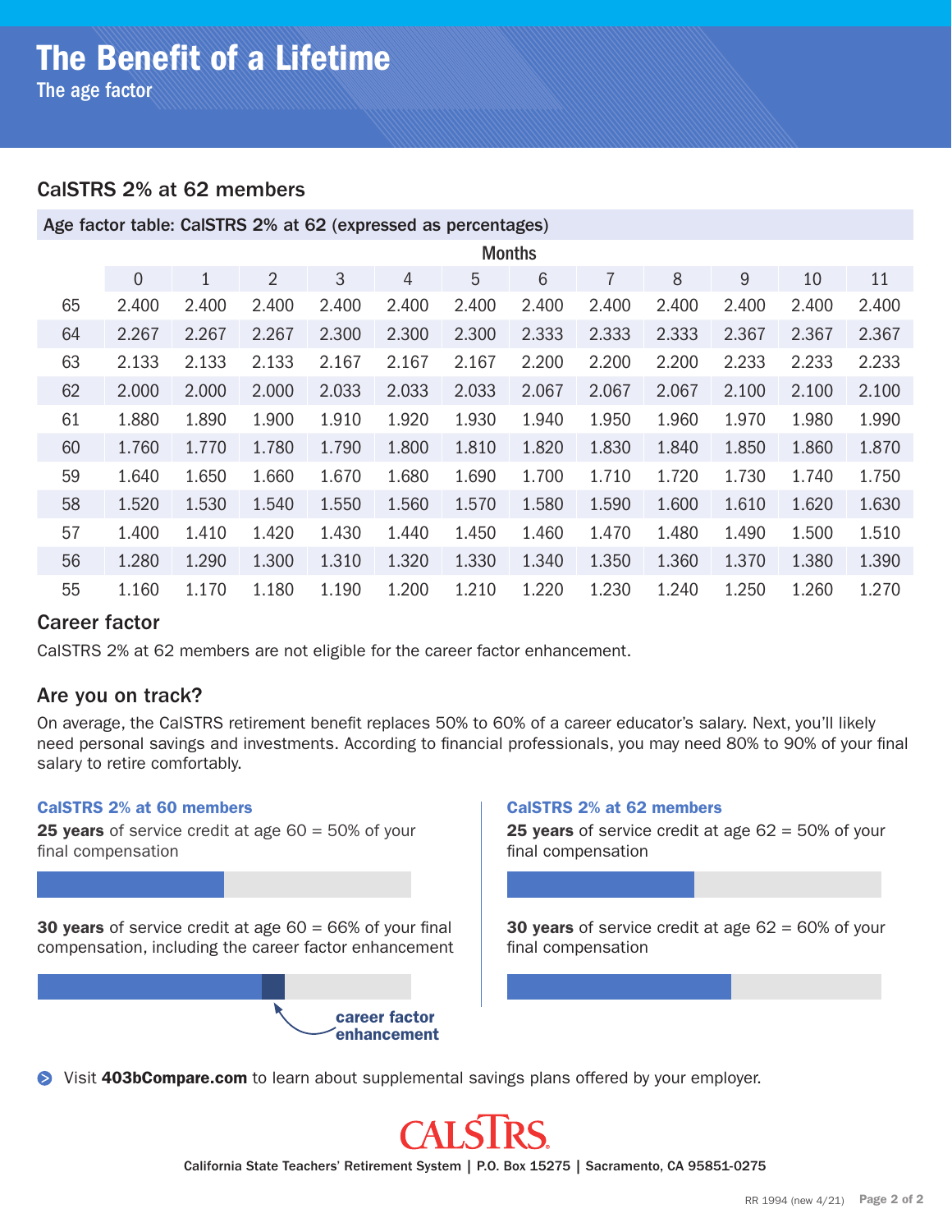# The Benefit of a Lifetime

The age factor

## CalSTRS 2% at 62 members

| Age factor table: CalSTRS 2% at 62 (expressed as percentages) | Months | | | | | | | | | | | |
|---|---|---|---|---|---|---|---|---|---|---|---|---|
| | 0 | 1 | 2 | 3 | 4 | 5 | 6 | 7 | 8 | 9 | 10 | 11 |
| 65 | 2.400 | 2.400 | 2.400 | 2.400 | 2.400 | 2.400 | 2.400 | 2.400 | 2.400 | 2.400 | 2.400 | 2.400 |
| 64 | 2.267 | 2.267 | 2.267 | 2.300 | 2.300 | 2.300 | 2.333 | 2.333 | 2.333 | 2.367 | 2.367 | 2.367 |
| 63 | 2.133 | 2.133 | 2.133 | 2.167 | 2.167 | 2.167 | 2.200 | 2.200 | 2.200 | 2.233 | 2.233 | 2.233 |
| 62 | 2.000 | 2.000 | 2.000 | 2.033 | 2.033 | 2.033 | 2.067 | 2.067 | 2.067 | 2.100 | 2.100 | 2.100 |
| 61 | 1.880 | 1.890 | 1.900 | 1.910 | 1.920 | 1.930 | 1.940 | 1.950 | 1.960 | 1.970 | 1.980 | 1.990 |
| 60 | 1.760 | 1.770 | 1.780 | 1.790 | 1.800 | 1.810 | 1.820 | 1.830 | 1.840 | 1.850 | 1.860 | 1.870 |
| 59 | 1.640 | 1.650 | 1.660 | 1.670 | 1.680 | 1.690 | 1.700 | 1.710 | 1.720 | 1.730 | 1.740 | 1.750 |
| 58 | 1.520 | 1.530 | 1.540 | 1.550 | 1.560 | 1.570 | 1.580 | 1.590 | 1.600 | 1.610 | 1.620 | 1.630 |
| 57 | 1.400 | 1.410 | 1.420 | 1.430 | 1.440 | 1.450 | 1.460 | 1.470 | 1.480 | 1.490 | 1.500 | 1.510 |
| 56 | 1.280 | 1.290 | 1.300 | 1.310 | 1.320 | 1.330 | 1.340 | 1.350 | 1.360 | 1.370 | 1.380 | 1.390 |
| 55 | 1.160 | 1.170 | 1.180 | 1.190 | 1.200 | 1.210 | 1.220 | 1.230 | 1.240 | 1.250 | 1.260 | 1.270 |

## Career factor

CalSTRS 2% at 62 members are not eligible for the career factor enhancement.

## Are you on track?

On average, the CalSTRS retirement benefit replaces 50% to 60% of a career educator's salary. Next, you'll likely need personal savings and investments. According to financial professionals, you may need 80% to 90% of your final salary to retire comfortably.

### CalSTRS 2% at 60 members

**25 years** of service credit at age 60 = 50% of your final compensation

**30 years** of service credit at age 60 = 66% of your final compensation, including the career factor enhancement

career factor enhancement

### CalSTRS 2% at 62 members

**25 years** of service credit at age 62 = 50% of your final compensation

**30 years** of service credit at age 62 = 60% of your final compensation

Visit **403bCompare.com** to learn about supplemental savings plans offered by your employer.

CALSTRS

California State Teachers' Retirement System | P.O. Box 15275 | Sacramento, CA 95851-0275

RR 1994 (new 4/21)